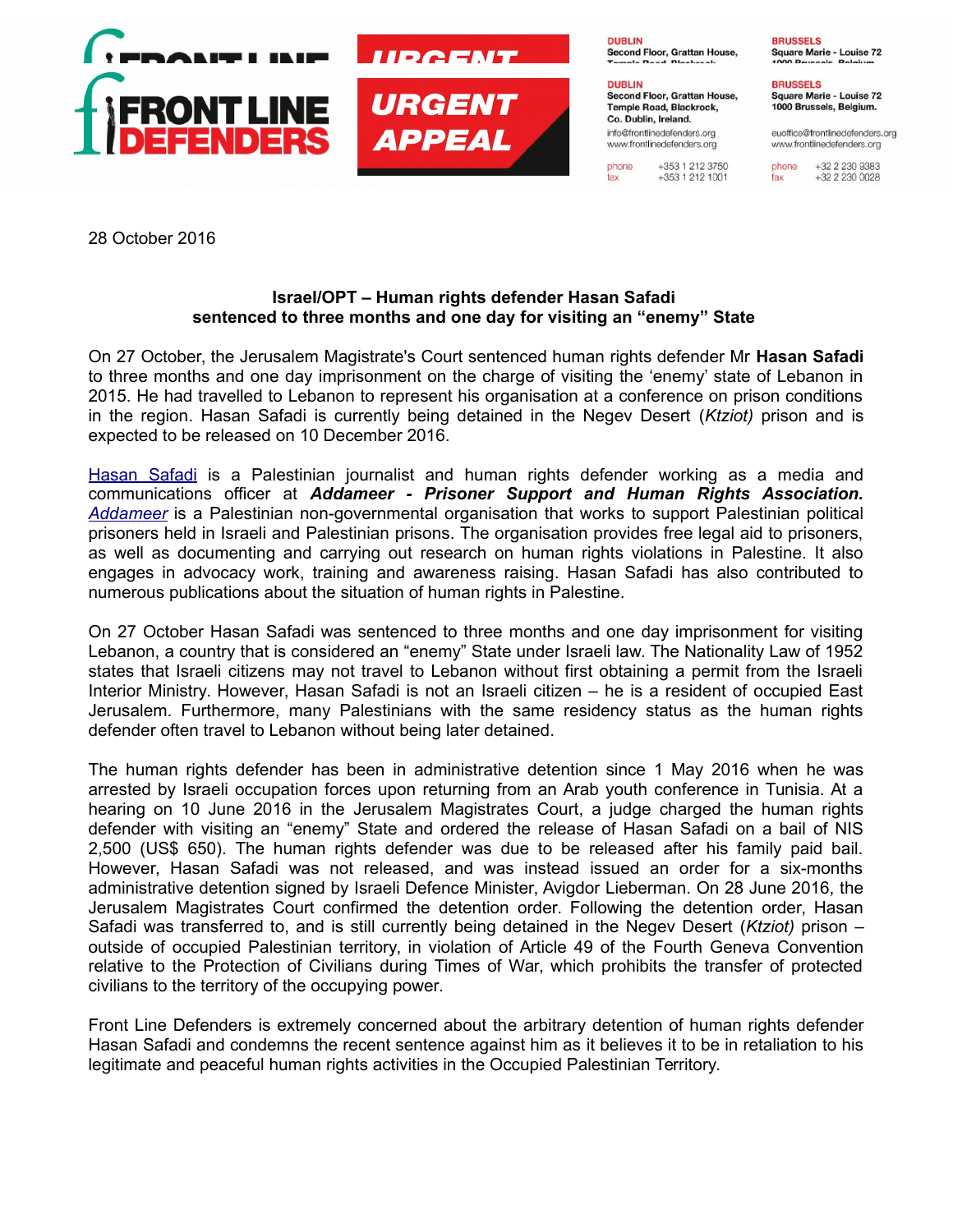**FRONT LINE DEFENDERS**

**URGENT APPEAL**

**DUBLIN**
**Second Floor, Grattan House, Temple Road, Blackrock, Co. Dublin, Ireland.**
info@frontlinedefenders.org
www.frontlinedefenders.org
phone +353 1 212 3750
fax +353 1 212 1001

**BRUSSELS**
**Square Marie - Louise 72 1000 Brussels, Belgium.**
euoffice@frontlinedefenders.org
www.frontlinedefenders.org
phone +32 2 230 9383
fax +32 2 230 0028

28 October 2016

**Israel/OPT – Human rights defender Hasan Safadi sentenced to three months and one day for visiting an "enemy" State**

On 27 October, the Jerusalem Magistrate's Court sentenced human rights defender Mr **Hasan Safadi** to three months and one day imprisonment on the charge of visiting the 'enemy' state of Lebanon in 2015. He had travelled to Lebanon to represent his organisation at a conference on prison conditions in the region. Hasan Safadi is currently being detained in the Negev Desert (*Ktziot)* prison and is expected to be released on 10 December 2016.

Hasan Safadi is a Palestinian journalist and human rights defender working as a media and communications officer at ***Addameer - Prisoner Support and Human Rights Association.*** *Addameer* is a Palestinian non-governmental organisation that works to support Palestinian political prisoners held in Israeli and Palestinian prisons. The organisation provides free legal aid to prisoners, as well as documenting and carrying out research on human rights violations in Palestine. It also engages in advocacy work, training and awareness raising. Hasan Safadi has also contributed to numerous publications about the situation of human rights in Palestine.

On 27 October Hasan Safadi was sentenced to three months and one day imprisonment for visiting Lebanon, a country that is considered an "enemy" State under Israeli law. The Nationality Law of 1952 states that Israeli citizens may not travel to Lebanon without first obtaining a permit from the Israeli Interior Ministry. However, Hasan Safadi is not an Israeli citizen – he is a resident of occupied East Jerusalem. Furthermore, many Palestinians with the same residency status as the human rights defender often travel to Lebanon without being later detained.

The human rights defender has been in administrative detention since 1 May 2016 when he was arrested by Israeli occupation forces upon returning from an Arab youth conference in Tunisia. At a hearing on 10 June 2016 in the Jerusalem Magistrates Court, a judge charged the human rights defender with visiting an "enemy" State and ordered the release of Hasan Safadi on a bail of NIS 2,500 (US$ 650). The human rights defender was due to be released after his family paid bail. However, Hasan Safadi was not released, and was instead issued an order for a six-months administrative detention signed by Israeli Defence Minister, Avigdor Lieberman. On 28 June 2016, the Jerusalem Magistrates Court confirmed the detention order. Following the detention order, Hasan Safadi was transferred to, and is still currently being detained in the Negev Desert (*Ktziot)* prison – outside of occupied Palestinian territory, in violation of Article 49 of the Fourth Geneva Convention relative to the Protection of Civilians during Times of War, which prohibits the transfer of protected civilians to the territory of the occupying power.

Front Line Defenders is extremely concerned about the arbitrary detention of human rights defender Hasan Safadi and condemns the recent sentence against him as it believes it to be in retaliation to his legitimate and peaceful human rights activities in the Occupied Palestinian Territory.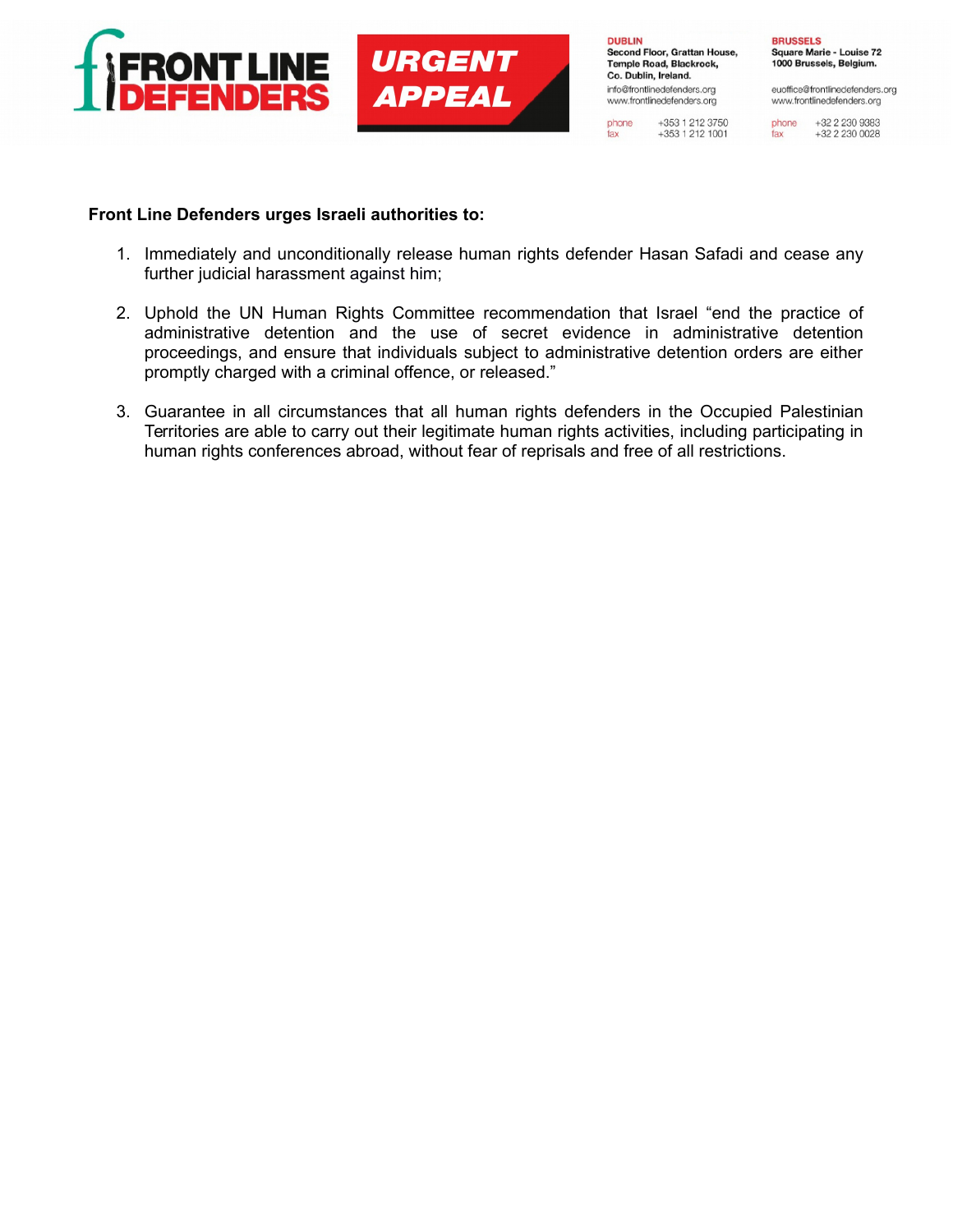**Front Line Defenders urges Israeli authorities to:**

1. Immediately and unconditionally release human rights defender Hasan Safadi and cease any further judicial harassment against him;

2. Uphold the UN Human Rights Committee recommendation that Israel “end the practice of administrative detention and the use of secret evidence in administrative detention proceedings, and ensure that individuals subject to administrative detention orders are either promptly charged with a criminal offence, or released.”

3. Guarantee in all circumstances that all human rights defenders in the Occupied Palestinian Territories are able to carry out their legitimate human rights activities, including participating in human rights conferences abroad, without fear of reprisals and free of all restrictions.